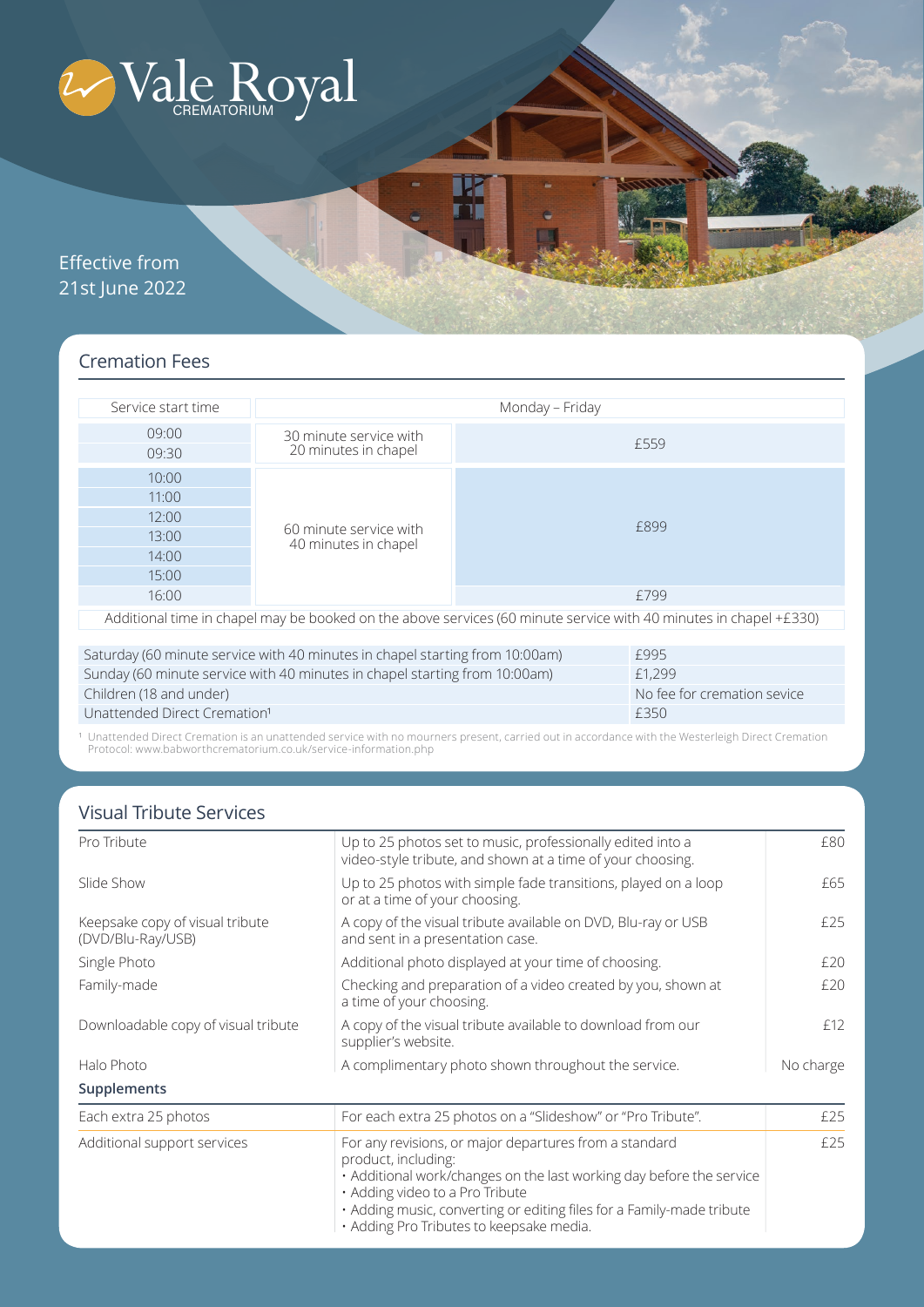# Vale Royal CREMATORIUM

Effective from 21st June 2022

## Cremation Fees

| Service start time | Monday – Friday | |
|---|---|---|
| 09:00 | 30 minute service with 20 minutes in chapel | £559 |
| 09:30 | | |
| 10:00 | 60 minute service with 40 minutes in chapel | £899 |
| 11:00 | | |
| 12:00 | | |
| 13:00 | | |
| 14:00 | | |
| 15:00 | | |
| 16:00 | | £799 |

Additional time in chapel may be booked on the above services (60 minute service with 40 minutes in chapel +£330)

| | |
|---|---|
| Saturday (60 minute service with 40 minutes in chapel starting from 10:00am) | £995 |
| Sunday (60 minute service with 40 minutes in chapel starting from 10:00am) | £1,299 |
| Children (18 and under) | No fee for cremation sevice |
| Unattended Direct Cremation[1] | £350 |

[1] Unattended Direct Cremation is an unattended service with no mourners present, carried out in accordance with the Westerleigh Direct Cremation Protocol: www.babworthcrematorium.co.uk/service-information.php

## Visual Tribute Services

| | | |
|---|---|---|
| Pro Tribute | Up to 25 photos set to music, professionally edited into a video-style tribute, and shown at a time of your choosing. | £80 |
| Slide Show | Up to 25 photos with simple fade transitions, played on a loop or at a time of your choosing. | £65 |
| Keepsake copy of visual tribute (DVD/Blu-Ray/USB) | A copy of the visual tribute available on DVD, Blu-ray or USB and sent in a presentation case. | £25 |
| Single Photo | Additional photo displayed at your time of choosing. | £20 |
| Family-made | Checking and preparation of a video created by you, shown at a time of your choosing. | £20 |
| Downloadable copy of visual tribute | A copy of the visual tribute available to download from our supplier's website. | £12 |
| Halo Photo | A complimentary photo shown throughout the service. | No charge |

**Supplements**

| | | |
|---|---|---|
| Each extra 25 photos | For each extra 25 photos on a "Slideshow" or "Pro Tribute". | £25 |
| Additional support services | For any revisions, or major departures from a standard product, including:<br>• Additional work/changes on the last working day before the service<br>• Adding video to a Pro Tribute<br>• Adding music, converting or editing files for a Family-made tribute<br>• Adding Pro Tributes to keepsake media. | £25 |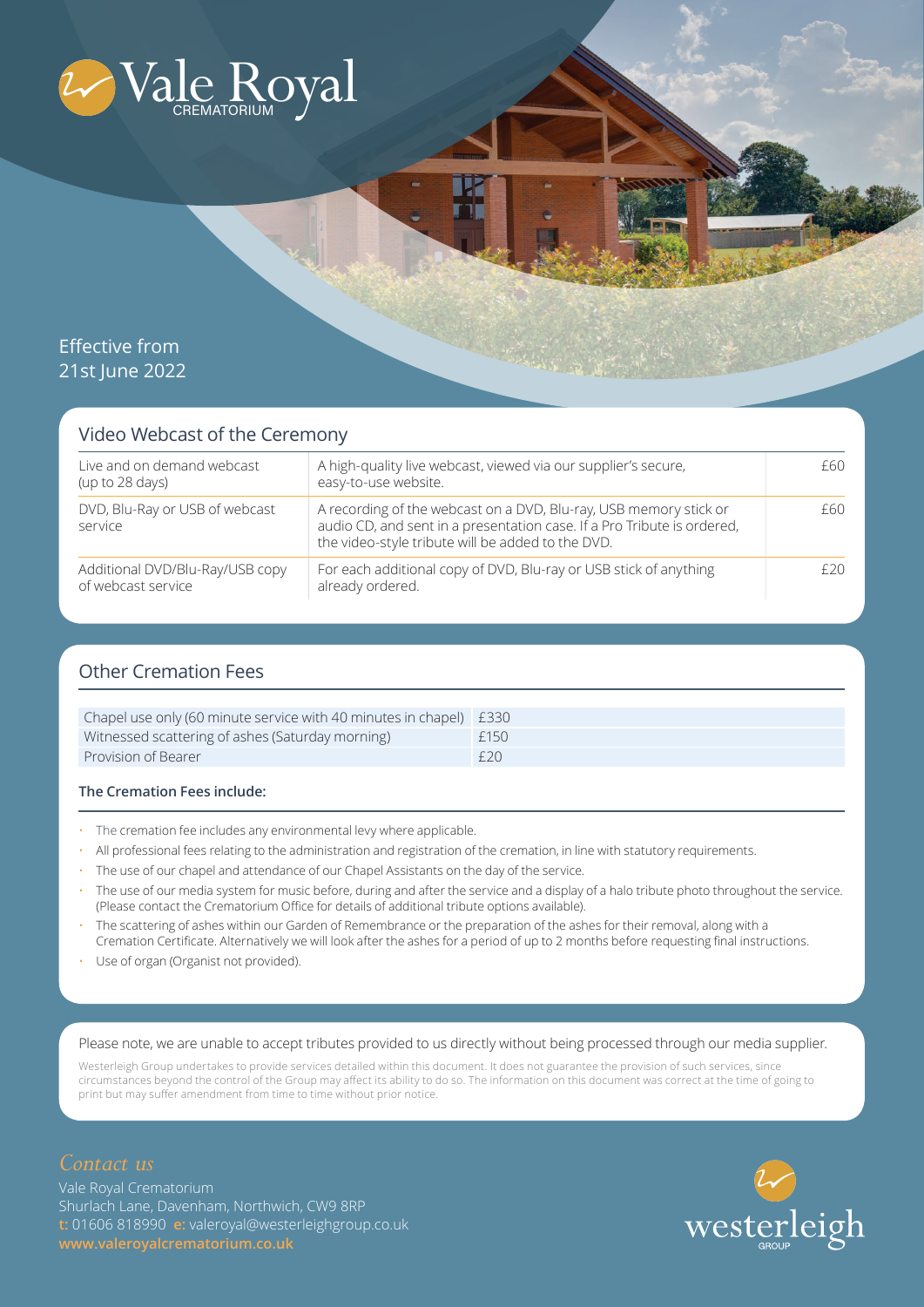Vale Royal
CREMATORIUM

Effective from
21st June 2022

## Video Webcast of the Ceremony

| | | |
|---|---|---|
| Live and on demand webcast (up to 28 days) | A high-quality live webcast, viewed via our supplier's secure, easy-to-use website. | £60 |
| DVD, Blu-Ray or USB of webcast service | A recording of the webcast on a DVD, Blu-ray, USB memory stick or audio CD, and sent in a presentation case. If a Pro Tribute is ordered, the video-style tribute will be added to the DVD. | £60 |
| Additional DVD/Blu-Ray/USB copy of webcast service | For each additional copy of DVD, Blu-ray or USB stick of anything already ordered. | £20 |

## Other Cremation Fees

| | |
|---|---|
| Chapel use only (60 minute service with 40 minutes in chapel) | £330 |
| Witnessed scattering of ashes (Saturday morning) | £150 |
| Provision of Bearer | £20 |

**The Cremation Fees include:**

- The cremation fee includes any environmental levy where applicable.
- All professional fees relating to the administration and registration of the cremation, in line with statutory requirements.
- The use of our chapel and attendance of our Chapel Assistants on the day of the service.
- The use of our media system for music before, during and after the service and a display of a halo tribute photo throughout the service. (Please contact the Crematorium Office for details of additional tribute options available).
- The scattering of ashes within our Garden of Remembrance or the preparation of the ashes for their removal, along with a Cremation Certificate. Alternatively we will look after the ashes for a period of up to 2 months before requesting final instructions.
- Use of organ (Organist not provided).

Please note, we are unable to accept tributes provided to us directly without being processed through our media supplier.

Westerleigh Group undertakes to provide services detailed within this document. It does not guarantee the provision of such services, since circumstances beyond the control of the Group may affect its ability to do so. The information on this document was correct at the time of going to print but may suffer amendment from time to time without prior notice.

*Contact us*

Vale Royal Crematorium
Shurlach Lane, Davenham, Northwich, CW9 8RP
**t:** 01606 818990 **e:** valeroyal@westerleighgroup.co.uk
**www.valeroyalcrematorium.co.uk**

westerleigh GROUP